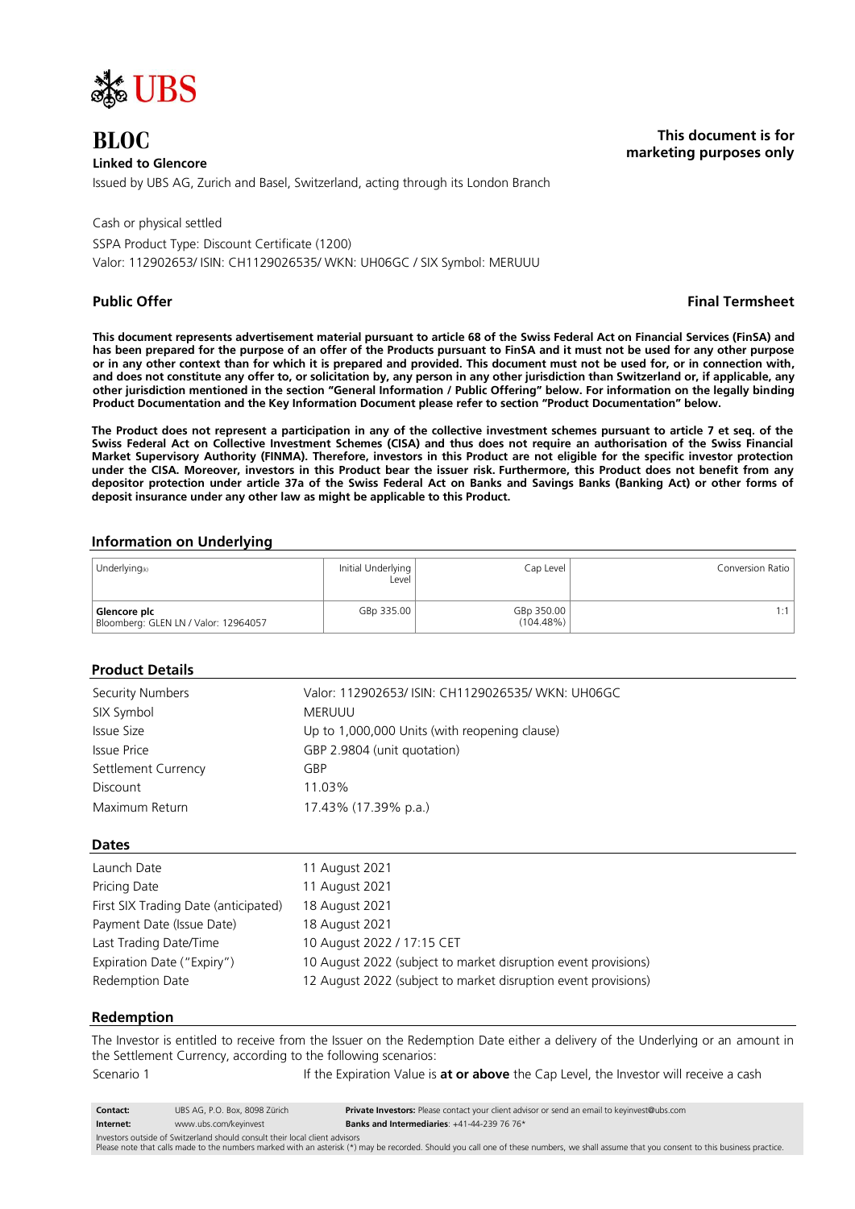# BLOC

**Linked to Glencore**

Issued by UBS AG, Zurich and Basel, Switzerland, acting through its London Branch

**This document is for marketing purposes only**

Cash or physical settled

SSPA Product Type: Discount Certificate (1200)

Valor: 112902653/ ISIN: CH1129026535/ WKN: UH06GC / SIX Symbol: MERUUU

**Public Offer** **Final Termsheet**

**This document represents advertisement material pursuant to article 68 of the Swiss Federal Act on Financial Services (FinSA) and has been prepared for the purpose of an offer of the Products pursuant to FinSA and it must not be used for any other purpose or in any other context than for which it is prepared and provided. This document must not be used for, or in connection with, and does not constitute any offer to, or solicitation by, any person in any other jurisdiction than Switzerland or, if applicable, any other jurisdiction mentioned in the section "General Information / Public Offering" below. For information on the legally binding Product Documentation and the Key Information Document please refer to section "Product Documentation" below.**

**The Product does not represent a participation in any of the collective investment schemes pursuant to article 7 et seq. of the Swiss Federal Act on Collective Investment Schemes (CISA) and thus does not require an authorisation of the Swiss Financial Market Supervisory Authority (FINMA). Therefore, investors in this Product are not eligible for the specific investor protection under the CISA. Moreover, investors in this Product bear the issuer risk. Furthermore, this Product does not benefit from any depositor protection under article 37a of the Swiss Federal Act on Banks and Savings Banks (Banking Act) or other forms of deposit insurance under any other law as might be applicable to this Product.**

## Information on Underlying

| Underlying(s) | Initial Underlying Level | Cap Level | Conversion Ratio |
|---|---|---|---|
| **Glencore plc**<br>Bloomberg: GLEN LN / Valor: 12964057 | GBp 335.00 | GBp 350.00<br>(104.48%) | 1:1 |

## Product Details

| | |
|---|---|
| Security Numbers | Valor: 112902653/ ISIN: CH1129026535/ WKN: UH06GC |
| SIX Symbol | MERUUU |
| Issue Size | Up to 1,000,000 Units (with reopening clause) |
| Issue Price | GBP 2.9804 (unit quotation) |
| Settlement Currency | GBP |
| Discount | 11.03% |
| Maximum Return | 17.43% (17.39% p.a.) |

## Dates

| | |
|---|---|
| Launch Date | 11 August 2021 |
| Pricing Date | 11 August 2021 |
| First SIX Trading Date (anticipated) | 18 August 2021 |
| Payment Date (Issue Date) | 18 August 2021 |
| Last Trading Date/Time | 10 August 2022 / 17:15 CET |
| Expiration Date ("Expiry") | 10 August 2022 (subject to market disruption event provisions) |
| Redemption Date | 12 August 2022 (subject to market disruption event provisions) |

## Redemption

The Investor is entitled to receive from the Issuer on the Redemption Date either a delivery of the Underlying or an amount in the Settlement Currency, according to the following scenarios:

Scenario 1 If the Expiration Value is **at or above** the Cap Level, the Investor will receive a cash

| | | |
|---|---|---|
| **Contact:** | UBS AG, P.O. Box, 8098 Zürich | **Private Investors:** Please contact your client advisor or send an email to keyinvest@ubs.com |
| **Internet:** | www.ubs.com/keyinvest | **Banks and Intermediaries**: +41-44-239 76 76* |

Investors outside of Switzerland should consult their local client advisors

Please note that calls made to the numbers marked with an asterisk (*) may be recorded. Should you call one of these numbers, we shall assume that you consent to this business practice.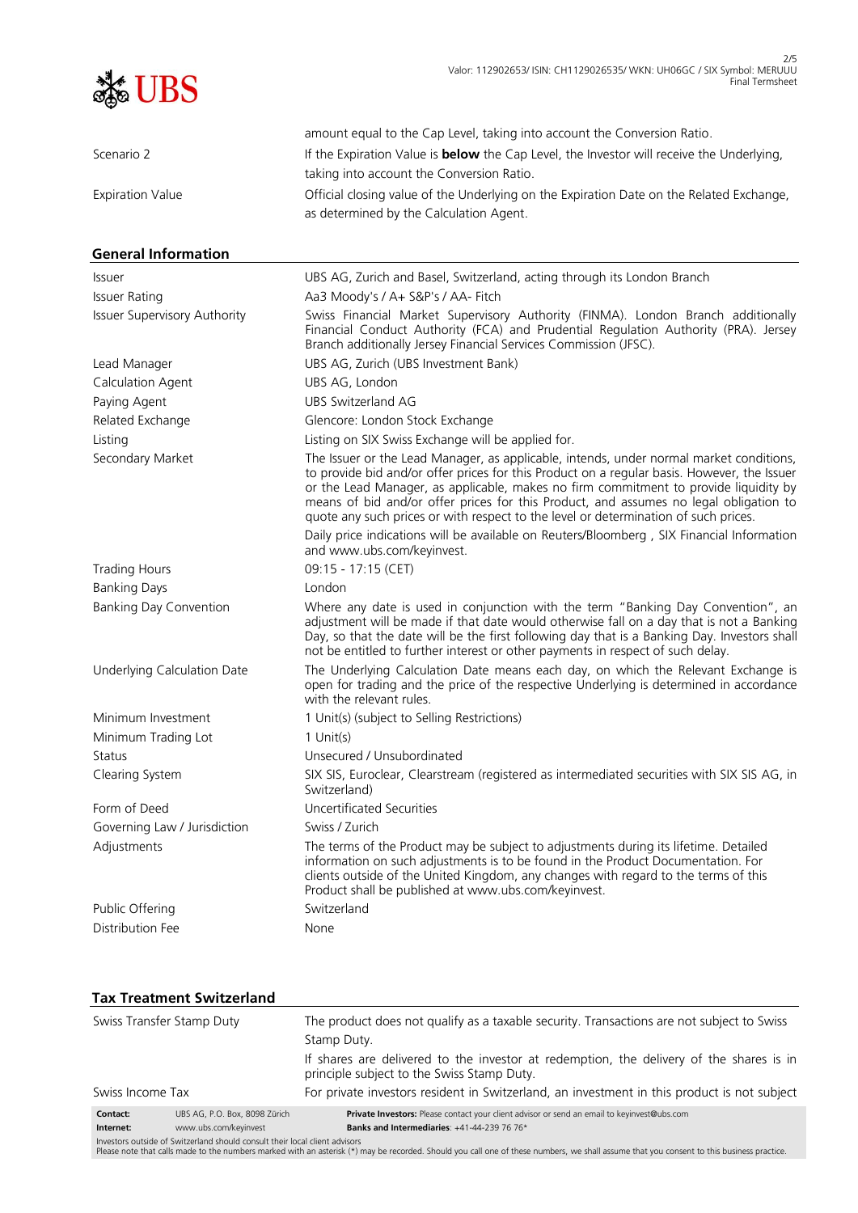| | |
|---|---|
| | amount equal to the Cap Level, taking into account the Conversion Ratio. |
| Scenario 2 | If the Expiration Value is **below** the Cap Level, the Investor will receive the Underlying, taking into account the Conversion Ratio. |
| Expiration Value | Official closing value of the Underlying on the Expiration Date on the Related Exchange, as determined by the Calculation Agent. |

## General Information

| | |
|---|---|
| Issuer | UBS AG, Zurich and Basel, Switzerland, acting through its London Branch |
| Issuer Rating | Aa3 Moody's / A+ S&P's / AA- Fitch |
| Issuer Supervisory Authority | Swiss Financial Market Supervisory Authority (FINMA). London Branch additionally Financial Conduct Authority (FCA) and Prudential Regulation Authority (PRA). Jersey Branch additionally Jersey Financial Services Commission (JFSC). |
| Lead Manager | UBS AG, Zurich (UBS Investment Bank) |
| Calculation Agent | UBS AG, London |
| Paying Agent | UBS Switzerland AG |
| Related Exchange | Glencore: London Stock Exchange |
| Listing | Listing on SIX Swiss Exchange will be applied for. |
| Secondary Market | The Issuer or the Lead Manager, as applicable, intends, under normal market conditions, to provide bid and/or offer prices for this Product on a regular basis. However, the Issuer or the Lead Manager, as applicable, makes no firm commitment to provide liquidity by means of bid and/or offer prices for this Product, and assumes no legal obligation to quote any such prices or with respect to the level or determination of such prices.<br>Daily price indications will be available on Reuters/Bloomberg , SIX Financial Information and www.ubs.com/keyinvest. |
| Trading Hours | 09:15 - 17:15 (CET) |
| Banking Days | London |
| Banking Day Convention | Where any date is used in conjunction with the term "Banking Day Convention", an adjustment will be made if that date would otherwise fall on a day that is not a Banking Day, so that the date will be the first following day that is a Banking Day. Investors shall not be entitled to further interest or other payments in respect of such delay. |
| Underlying Calculation Date | The Underlying Calculation Date means each day, on which the Relevant Exchange is open for trading and the price of the respective Underlying is determined in accordance with the relevant rules. |
| Minimum Investment | 1 Unit(s) (subject to Selling Restrictions) |
| Minimum Trading Lot | 1 Unit(s) |
| Status | Unsecured / Unsubordinated |
| Clearing System | SIX SIS, Euroclear, Clearstream (registered as intermediated securities with SIX SIS AG, in Switzerland) |
| Form of Deed | Uncertificated Securities |
| Governing Law / Jurisdiction | Swiss / Zurich |
| Adjustments | The terms of the Product may be subject to adjustments during its lifetime. Detailed information on such adjustments is to be found in the Product Documentation. For clients outside of the United Kingdom, any changes with regard to the terms of this Product shall be published at www.ubs.com/keyinvest. |
| Public Offering | Switzerland |
| Distribution Fee | None |

## Tax Treatment Switzerland

| | |
|---|---|
| Swiss Transfer Stamp Duty | The product does not qualify as a taxable security. Transactions are not subject to Swiss Stamp Duty.<br>If shares are delivered to the investor at redemption, the delivery of the shares is in principle subject to the Swiss Stamp Duty. |
| Swiss Income Tax | For private investors resident in Switzerland, an investment in this product is not subject |

**Contact:** UBS AG, P.O. Box, 8098 Zürich
**Internet:** www.ubs.com/keyinvest
**Private Investors:** Please contact your client advisor or send an email to keyinvest@ubs.com
**Banks and Intermediaries**: +41-44-239 76 76*

Investors outside of Switzerland should consult their local client advisors
Please note that calls made to the numbers marked with an asterisk (*) may be recorded. Should you call one of these numbers, we shall assume that you consent to this business practice.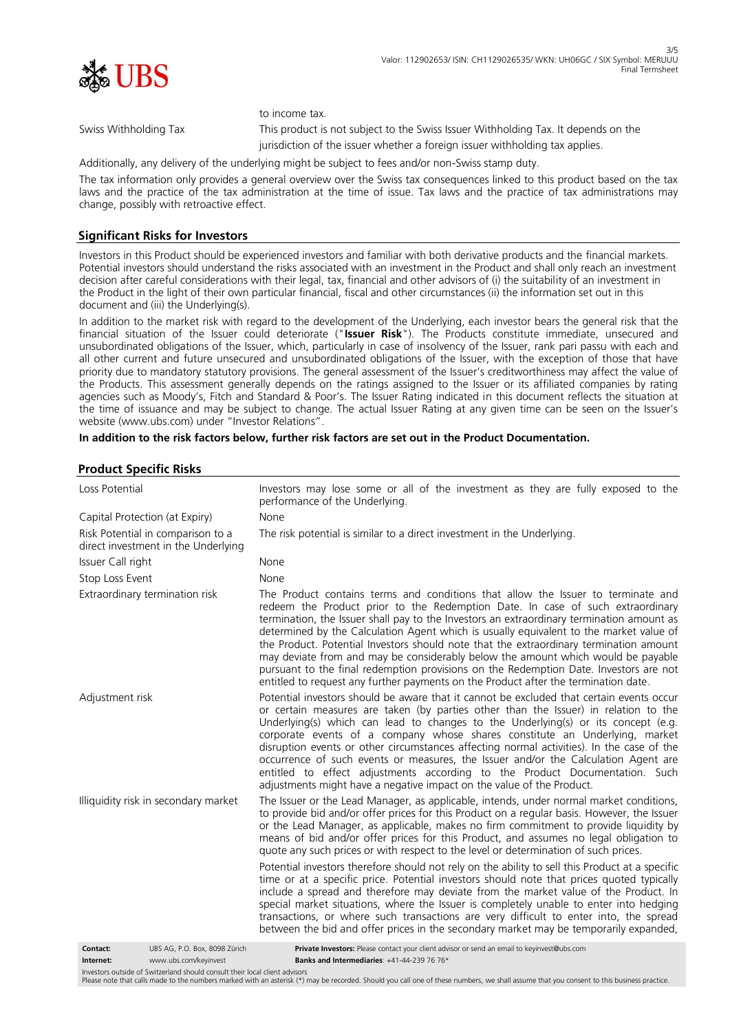to income tax.

| | |
|---|---|
| Swiss Withholding Tax | This product is not subject to the Swiss Issuer Withholding Tax. It depends on the jurisdiction of the issuer whether a foreign issuer withholding tax applies. |

Additionally, any delivery of the underlying might be subject to fees and/or non-Swiss stamp duty.

The tax information only provides a general overview over the Swiss tax consequences linked to this product based on the tax laws and the practice of the tax administration at the time of issue. Tax laws and the practice of tax administrations may change, possibly with retroactive effect.

## Significant Risks for Investors

Investors in this Product should be experienced investors and familiar with both derivative products and the financial markets. Potential investors should understand the risks associated with an investment in the Product and shall only reach an investment decision after careful considerations with their legal, tax, financial and other advisors of (i) the suitability of an investment in the Product in the light of their own particular financial, fiscal and other circumstances (ii) the information set out in this document and (iii) the Underlying(s).

In addition to the market risk with regard to the development of the Underlying, each investor bears the general risk that the financial situation of the Issuer could deteriorate ("**Issuer Risk**"). The Products constitute immediate, unsecured and unsubordinated obligations of the Issuer, which, particularly in case of insolvency of the Issuer, rank pari passu with each and all other current and future unsecured and unsubordinated obligations of the Issuer, with the exception of those that have priority due to mandatory statutory provisions. The general assessment of the Issuer's creditworthiness may affect the value of the Products. This assessment generally depends on the ratings assigned to the Issuer or its affiliated companies by rating agencies such as Moody's, Fitch and Standard & Poor's. The Issuer Rating indicated in this document reflects the situation at the time of issuance and may be subject to change. The actual Issuer Rating at any given time can be seen on the Issuer's website (www.ubs.com) under "Investor Relations".

**In addition to the risk factors below, further risk factors are set out in the Product Documentation.**

## Product Specific Risks

| | |
|---|---|
| Loss Potential | Investors may lose some or all of the investment as they are fully exposed to the performance of the Underlying. |
| Capital Protection (at Expiry) | None |
| Risk Potential in comparison to a direct investment in the Underlying | The risk potential is similar to a direct investment in the Underlying. |
| Issuer Call right | None |
| Stop Loss Event | None |
| Extraordinary termination risk | The Product contains terms and conditions that allow the Issuer to terminate and redeem the Product prior to the Redemption Date. In case of such extraordinary termination, the Issuer shall pay to the Investors an extraordinary termination amount as determined by the Calculation Agent which is usually equivalent to the market value of the Product. Potential Investors should note that the extraordinary termination amount may deviate from and may be considerably below the amount which would be payable pursuant to the final redemption provisions on the Redemption Date. Investors are not entitled to request any further payments on the Product after the termination date. |
| Adjustment risk | Potential investors should be aware that it cannot be excluded that certain events occur or certain measures are taken (by parties other than the Issuer) in relation to the Underlying(s) which can lead to changes to the Underlying(s) or its concept (e.g. corporate events of a company whose shares constitute an Underlying, market disruption events or other circumstances affecting normal activities). In the case of the occurrence of such events or measures, the Issuer and/or the Calculation Agent are entitled to effect adjustments according to the Product Documentation. Such adjustments might have a negative impact on the value of the Product. |
| Illiquidity risk in secondary market | The Issuer or the Lead Manager, as applicable, intends, under normal market conditions, to provide bid and/or offer prices for this Product on a regular basis. However, the Issuer or the Lead Manager, as applicable, makes no firm commitment to provide liquidity by means of bid and/or offer prices for this Product, and assumes no legal obligation to quote any such prices or with respect to the level or determination of such prices.<br><br>Potential investors therefore should not rely on the ability to sell this Product at a specific time or at a specific price. Potential investors should note that prices quoted typically include a spread and therefore may deviate from the market value of the Product. In special market situations, where the Issuer is completely unable to enter into hedging transactions, or where such transactions are very difficult to enter into, the spread between the bid and offer prices in the secondary market may be temporarily expanded, |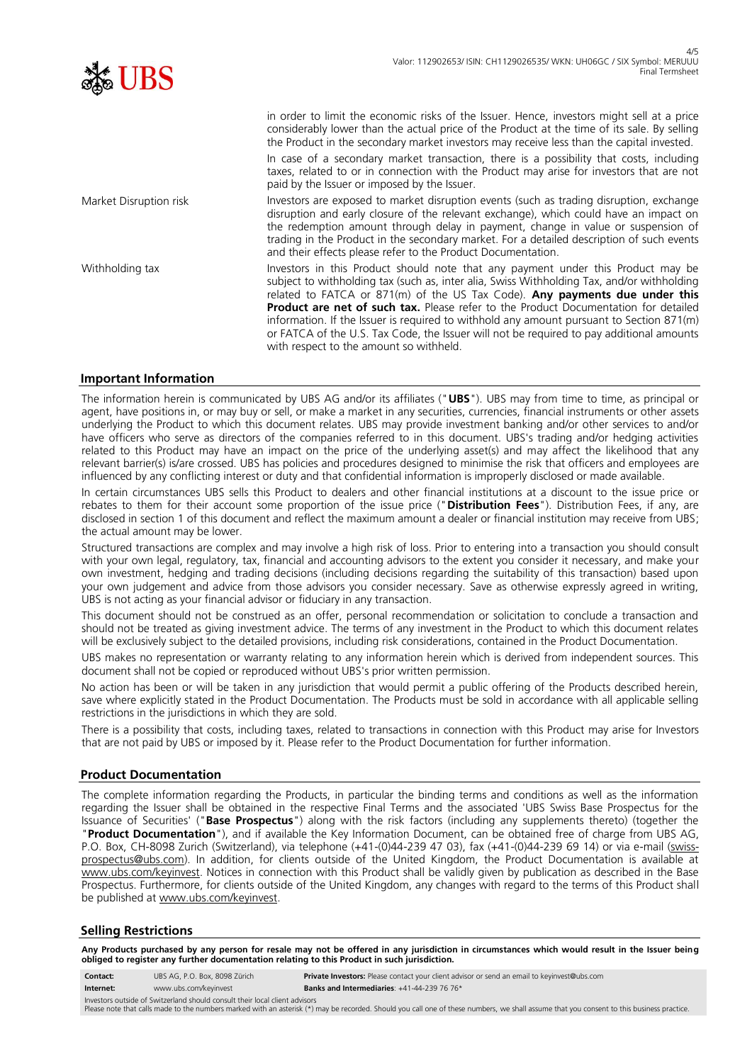| | |
|---|---|
| | in order to limit the economic risks of the Issuer. Hence, investors might sell at a price considerably lower than the actual price of the Product at the time of its sale. By selling the Product in the secondary market investors may receive less than the capital invested. In case of a secondary market transaction, there is a possibility that costs, including taxes, related to or in connection with the Product may arise for investors that are not paid by the Issuer or imposed by the Issuer. |
| Market Disruption risk | Investors are exposed to market disruption events (such as trading disruption, exchange disruption and early closure of the relevant exchange), which could have an impact on the redemption amount through delay in payment, change in value or suspension of trading in the Product in the secondary market. For a detailed description of such events and their effects please refer to the Product Documentation. |
| Withholding tax | Investors in this Product should note that any payment under this Product may be subject to withholding tax (such as, inter alia, Swiss Withholding Tax, and/or withholding related to FATCA or 871(m) of the US Tax Code). **Any payments due under this Product are net of such tax.** Please refer to the Product Documentation for detailed information. If the Issuer is required to withhold any amount pursuant to Section 871(m) or FATCA of the U.S. Tax Code, the Issuer will not be required to pay additional amounts with respect to the amount so withheld. |

## Important Information

The information herein is communicated by UBS AG and/or its affiliates ("**UBS**"). UBS may from time to time, as principal or agent, have positions in, or may buy or sell, or make a market in any securities, currencies, financial instruments or other assets underlying the Product to which this document relates. UBS may provide investment banking and/or other services to and/or have officers who serve as directors of the companies referred to in this document. UBS's trading and/or hedging activities related to this Product may have an impact on the price of the underlying asset(s) and may affect the likelihood that any relevant barrier(s) is/are crossed. UBS has policies and procedures designed to minimise the risk that officers and employees are influenced by any conflicting interest or duty and that confidential information is improperly disclosed or made available.

In certain circumstances UBS sells this Product to dealers and other financial institutions at a discount to the issue price or rebates to them for their account some proportion of the issue price ("**Distribution Fees**"). Distribution Fees, if any, are disclosed in section 1 of this document and reflect the maximum amount a dealer or financial institution may receive from UBS; the actual amount may be lower.

Structured transactions are complex and may involve a high risk of loss. Prior to entering into a transaction you should consult with your own legal, regulatory, tax, financial and accounting advisors to the extent you consider it necessary, and make your own investment, hedging and trading decisions (including decisions regarding the suitability of this transaction) based upon your own judgement and advice from those advisors you consider necessary. Save as otherwise expressly agreed in writing, UBS is not acting as your financial advisor or fiduciary in any transaction.

This document should not be construed as an offer, personal recommendation or solicitation to conclude a transaction and should not be treated as giving investment advice. The terms of any investment in the Product to which this document relates will be exclusively subject to the detailed provisions, including risk considerations, contained in the Product Documentation.

UBS makes no representation or warranty relating to any information herein which is derived from independent sources. This document shall not be copied or reproduced without UBS's prior written permission.

No action has been or will be taken in any jurisdiction that would permit a public offering of the Products described herein, save where explicitly stated in the Product Documentation. The Products must be sold in accordance with all applicable selling restrictions in the jurisdictions in which they are sold.

There is a possibility that costs, including taxes, related to transactions in connection with this Product may arise for Investors that are not paid by UBS or imposed by it. Please refer to the Product Documentation for further information.

## Product Documentation

The complete information regarding the Products, in particular the binding terms and conditions as well as the information regarding the Issuer shall be obtained in the respective Final Terms and the associated 'UBS Swiss Base Prospectus for the Issuance of Securities' ("**Base Prospectus**") along with the risk factors (including any supplements thereto) (together the "**Product Documentation**"), and if available the Key Information Document, can be obtained free of charge from UBS AG, P.O. Box, CH-8098 Zurich (Switzerland), via telephone (+41-(0)44-239 47 03), fax (+41-(0)44-239 69 14) or via e-mail (swiss-prospectus@ubs.com). In addition, for clients outside of the United Kingdom, the Product Documentation is available at www.ubs.com/keyinvest. Notices in connection with this Product shall be validly given by publication as described in the Base Prospectus. Furthermore, for clients outside of the United Kingdom, any changes with regard to the terms of this Product shall be published at www.ubs.com/keyinvest.

## Selling Restrictions

**Any Products purchased by any person for resale may not be offered in any jurisdiction in circumstances which would result in the Issuer being obliged to register any further documentation relating to this Product in such jurisdiction.**

| | | |
|---|---|---|
| **Contact:** | UBS AG, P.O. Box, 8098 Zürich | **Private Investors:** Please contact your client advisor or send an email to keyinvest@ubs.com |
| **Internet:** | www.ubs.com/keyinvest | **Banks and Intermediaries**: +41-44-239 76 76* |

Investors outside of Switzerland should consult their local client advisors
Please note that calls made to the numbers marked with an asterisk (*) may be recorded. Should you call one of these numbers, we shall assume that you consent to this business practice.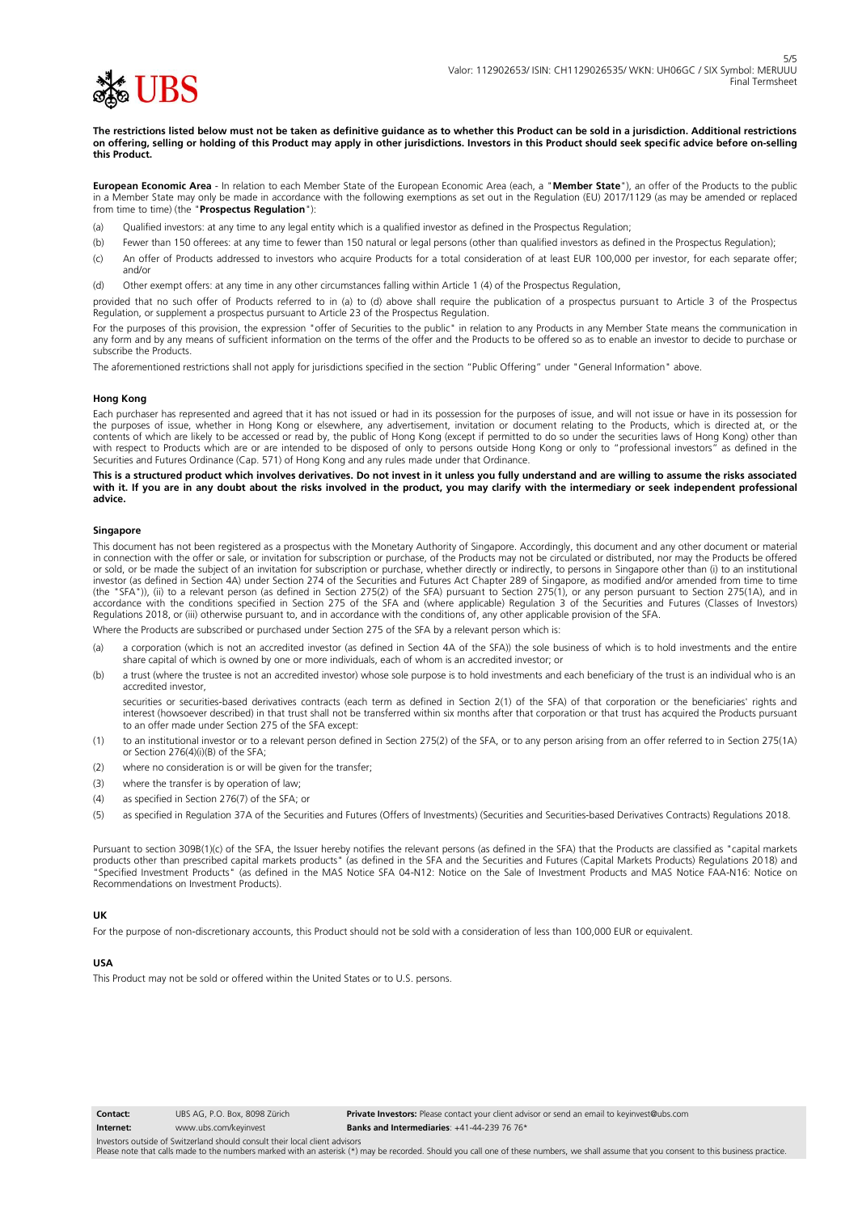**The restrictions listed below must not be taken as definitive guidance as to whether this Product can be sold in a jurisdiction. Additional restrictions on offering, selling or holding of this Product may apply in other jurisdictions. Investors in this Product should seek specific advice before on-selling this Product.**

**European Economic Area** - In relation to each Member State of the European Economic Area (each, a "**Member State**"), an offer of the Products to the public in a Member State may only be made in accordance with the following exemptions as set out in the Regulation (EU) 2017/1129 (as may be amended or replaced from time to time) (the "**Prospectus Regulation**"):

(a) Qualified investors: at any time to any legal entity which is a qualified investor as defined in the Prospectus Regulation;

(b) Fewer than 150 offerees: at any time to fewer than 150 natural or legal persons (other than qualified investors as defined in the Prospectus Regulation);

(c) An offer of Products addressed to investors who acquire Products for a total consideration of at least EUR 100,000 per investor, for each separate offer; and/or

(d) Other exempt offers: at any time in any other circumstances falling within Article 1 (4) of the Prospectus Regulation,

provided that no such offer of Products referred to in (a) to (d) above shall require the publication of a prospectus pursuant to Article 3 of the Prospectus Regulation, or supplement a prospectus pursuant to Article 23 of the Prospectus Regulation.

For the purposes of this provision, the expression "offer of Securities to the public" in relation to any Products in any Member State means the communication in any form and by any means of sufficient information on the terms of the offer and the Products to be offered so as to enable an investor to decide to purchase or subscribe the Products.

The aforementioned restrictions shall not apply for jurisdictions specified in the section "Public Offering" under "General Information" above.

#### Hong Kong

Each purchaser has represented and agreed that it has not issued or had in its possession for the purposes of issue, and will not issue or have in its possession for the purposes of issue, whether in Hong Kong or elsewhere, any advertisement, invitation or document relating to the Products, which is directed at, or the contents of which are likely to be accessed or read by, the public of Hong Kong (except if permitted to do so under the securities laws of Hong Kong) other than with respect to Products which are or are intended to be disposed of only to persons outside Hong Kong or only to "professional investors" as defined in the Securities and Futures Ordinance (Cap. 571) of Hong Kong and any rules made under that Ordinance.

**This is a structured product which involves derivatives. Do not invest in it unless you fully understand and are willing to assume the risks associated with it. If you are in any doubt about the risks involved in the product, you may clarify with the intermediary or seek independent professional advice.**

#### Singapore

This document has not been registered as a prospectus with the Monetary Authority of Singapore. Accordingly, this document and any other document or material in connection with the offer or sale, or invitation for subscription or purchase, of the Products may not be circulated or distributed, nor may the Products be offered or sold, or be made the subject of an invitation for subscription or purchase, whether directly or indirectly, to persons in Singapore other than (i) to an institutional investor (as defined in Section 4A) under Section 274 of the Securities and Futures Act Chapter 289 of Singapore, as modified and/or amended from time to time (the "SFA")), (ii) to a relevant person (as defined in Section 275(2) of the SFA) pursuant to Section 275(1), or any person pursuant to Section 275(1A), and in accordance with the conditions specified in Section 275 of the SFA and (where applicable) Regulation 3 of the Securities and Futures (Classes of Investors) Regulations 2018, or (iii) otherwise pursuant to, and in accordance with the conditions of, any other applicable provision of the SFA.

Where the Products are subscribed or purchased under Section 275 of the SFA by a relevant person which is:

(a) a corporation (which is not an accredited investor (as defined in Section 4A of the SFA)) the sole business of which is to hold investments and the entire share capital of which is owned by one or more individuals, each of whom is an accredited investor; or

(b) a trust (where the trustee is not an accredited investor) whose sole purpose is to hold investments and each beneficiary of the trust is an individual who is an accredited investor,

securities or securities-based derivatives contracts (each term as defined in Section 2(1) of the SFA) of that corporation or the beneficiaries' rights and interest (howsoever described) in that trust shall not be transferred within six months after that corporation or that trust has acquired the Products pursuant to an offer made under Section 275 of the SFA except:

(1) to an institutional investor or to a relevant person defined in Section 275(2) of the SFA, or to any person arising from an offer referred to in Section 275(1A) or Section 276(4)(i)(B) of the SFA;

(2) where no consideration is or will be given for the transfer;

(3) where the transfer is by operation of law;

(4) as specified in Section 276(7) of the SFA; or

(5) as specified in Regulation 37A of the Securities and Futures (Offers of Investments) (Securities and Securities-based Derivatives Contracts) Regulations 2018.

Pursuant to section 309B(1)(c) of the SFA, the Issuer hereby notifies the relevant persons (as defined in the SFA) that the Products are classified as "capital markets products other than prescribed capital markets products" (as defined in the SFA and the Securities and Futures (Capital Markets Products) Regulations 2018) and "Specified Investment Products" (as defined in the MAS Notice SFA 04-N12: Notice on the Sale of Investment Products and MAS Notice FAA-N16: Notice on Recommendations on Investment Products).

#### UK

For the purpose of non-discretionary accounts, this Product should not be sold with a consideration of less than 100,000 EUR or equivalent.

#### USA

This Product may not be sold or offered within the United States or to U.S. persons.

**Contact:** UBS AG, P.O. Box, 8098 Zürich
**Internet:** www.ubs.com/keyinvest
**Private Investors:** Please contact your client advisor or send an email to keyinvest@ubs.com
**Banks and Intermediaries**: +41-44-239 76 76*

Investors outside of Switzerland should consult their local client advisors
Please note that calls made to the numbers marked with an asterisk (*) may be recorded. Should you call one of these numbers, we shall assume that you consent to this business practice.